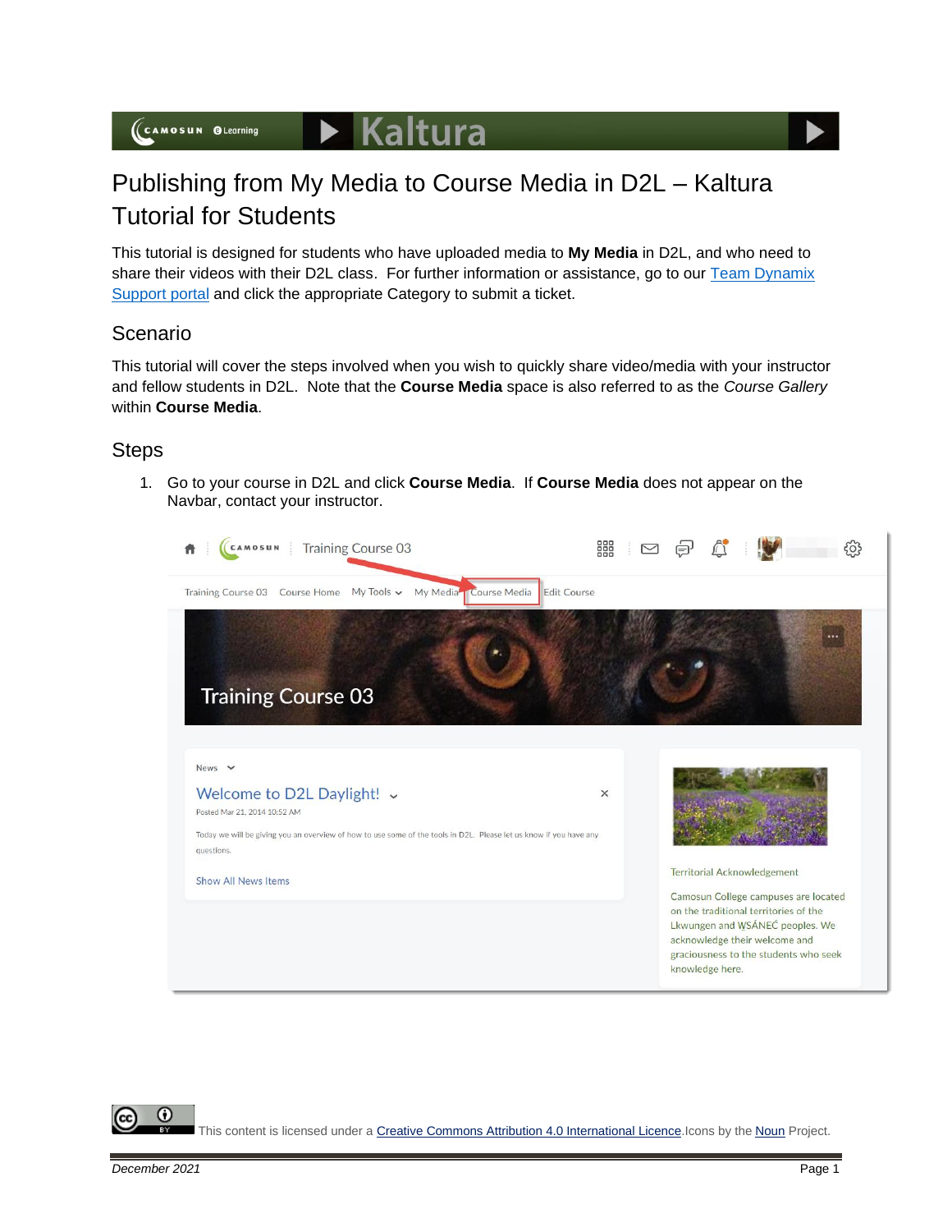# Publishing from My Media to Course Media in D2L – Kaltura Tutorial for Students

This tutorial is designed for students who have uploaded media to **My Media** in D2L, and who need to share their videos with their D2L class. For further information or assistance, go to our [Team Dynamix Support portal]() and click the appropriate Category to submit a ticket.

## Scenario

This tutorial will cover the steps involved when you wish to quickly share video/media with your instructor and fellow students in D2L. Note that the **Course Media** space is also referred to as the *Course Gallery* within **Course Media**.

## Steps

1. Go to your course in D2L and click **Course Media**. If **Course Media** does not appear on the Navbar, contact your instructor.

This content is licensed under a [Creative Commons Attribution 4.0 International Licence](). Icons by the [Noun]() Project.

December 2021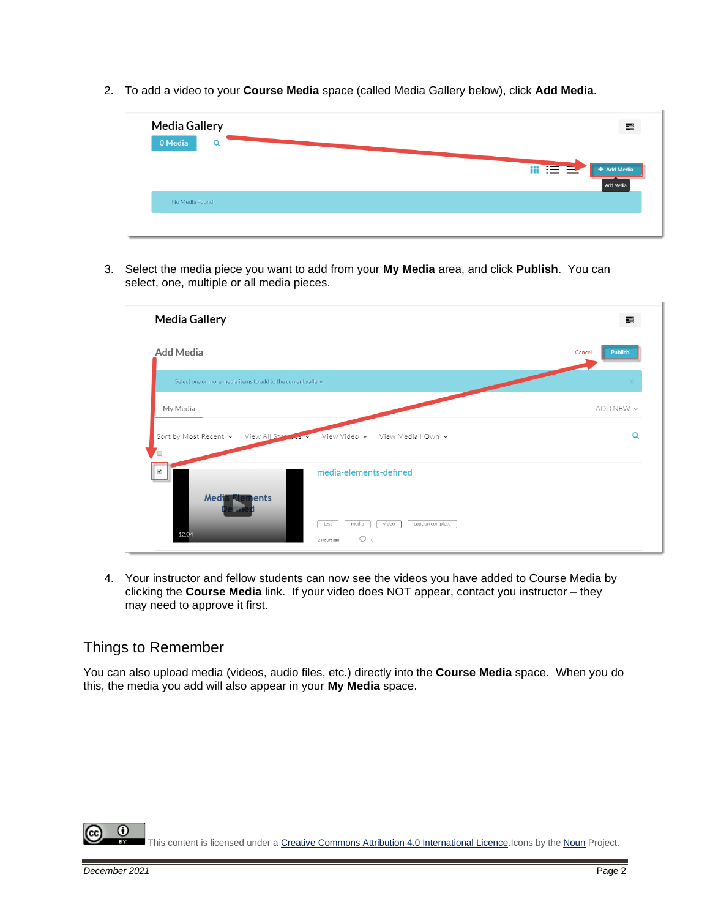2. To add a video to your **Course Media** space (called Media Gallery below), click **Add Media**.

3. Select the media piece you want to add from your **My Media** area, and click **Publish**. You can select, one, multiple or all media pieces.

4. Your instructor and fellow students can now see the videos you have added to Course Media by clicking the **Course Media** link. If your video does NOT appear, contact you instructor – they may need to approve it first.

## Things to Remember

You can also upload media (videos, audio files, etc.) directly into the **Course Media** space. When you do this, the media you add will also appear in your **My Media** space.

This content is licensed under a Creative Commons Attribution 4.0 International Licence.Icons by the Noun Project.

December 2021